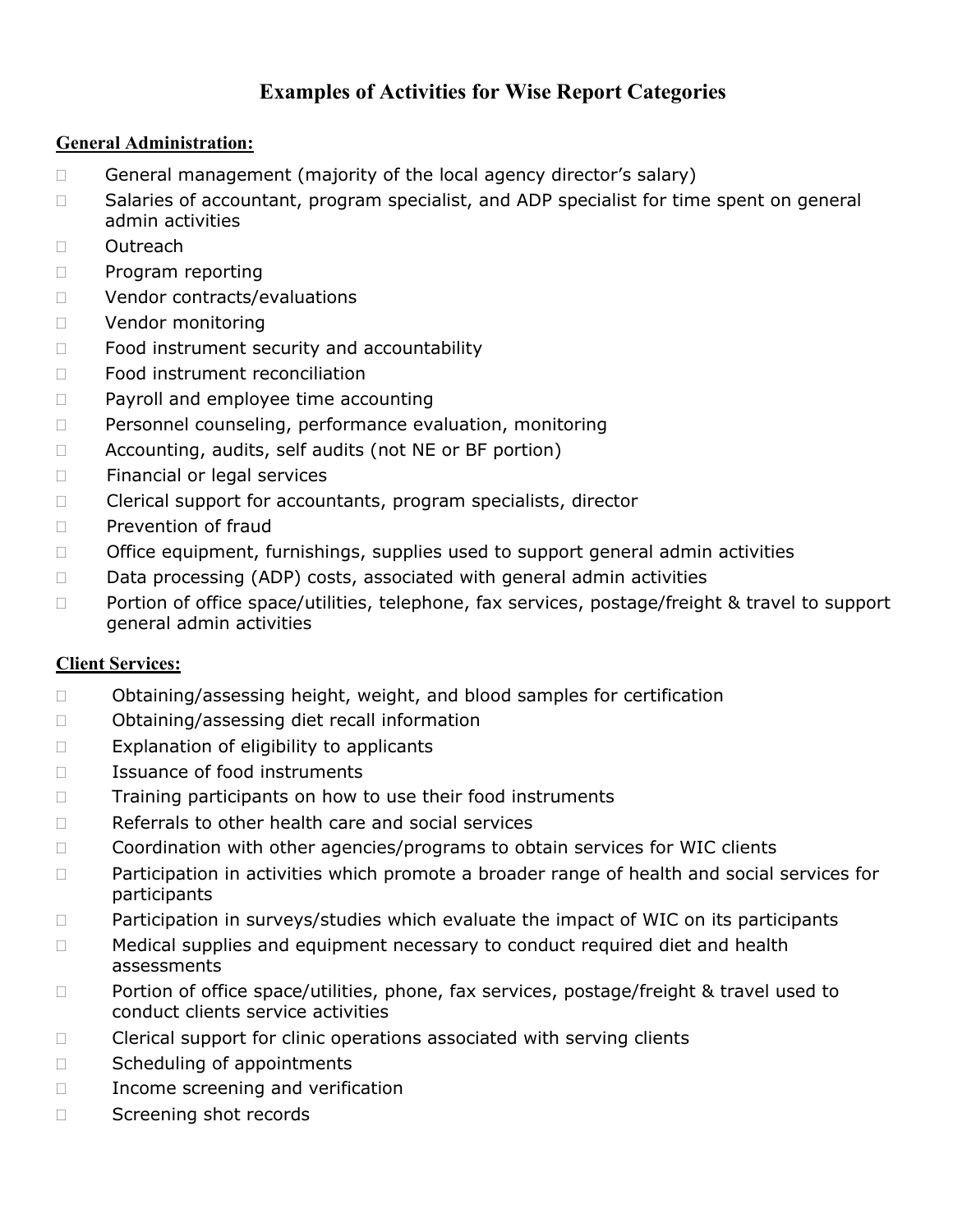# Examples of Activities for Wise Report Categories

**General Administration:**

- General management (majority of the local agency director's salary)
- Salaries of accountant, program specialist, and ADP specialist for time spent on general admin activities
- Outreach
- Program reporting
- Vendor contracts/evaluations
- Vendor monitoring
- Food instrument security and accountability
- Food instrument reconciliation
- Payroll and employee time accounting
- Personnel counseling, performance evaluation, monitoring
- Accounting, audits, self audits (not NE or BF portion)
- Financial or legal services
- Clerical support for accountants, program specialists, director
- Prevention of fraud
- Office equipment, furnishings, supplies used to support general admin activities
- Data processing (ADP) costs, associated with general admin activities
- Portion of office space/utilities, telephone, fax services, postage/freight & travel to support general admin activities

**Client Services:**

- Obtaining/assessing height, weight, and blood samples for certification
- Obtaining/assessing diet recall information
- Explanation of eligibility to applicants
- Issuance of food instruments
- Training participants on how to use their food instruments
- Referrals to other health care and social services
- Coordination with other agencies/programs to obtain services for WIC clients
- Participation in activities which promote a broader range of health and social services for participants
- Participation in surveys/studies which evaluate the impact of WIC on its participants
- Medical supplies and equipment necessary to conduct required diet and health assessments
- Portion of office space/utilities, phone, fax services, postage/freight & travel used to conduct clients service activities
- Clerical support for clinic operations associated with serving clients
- Scheduling of appointments
- Income screening and verification
- Screening shot records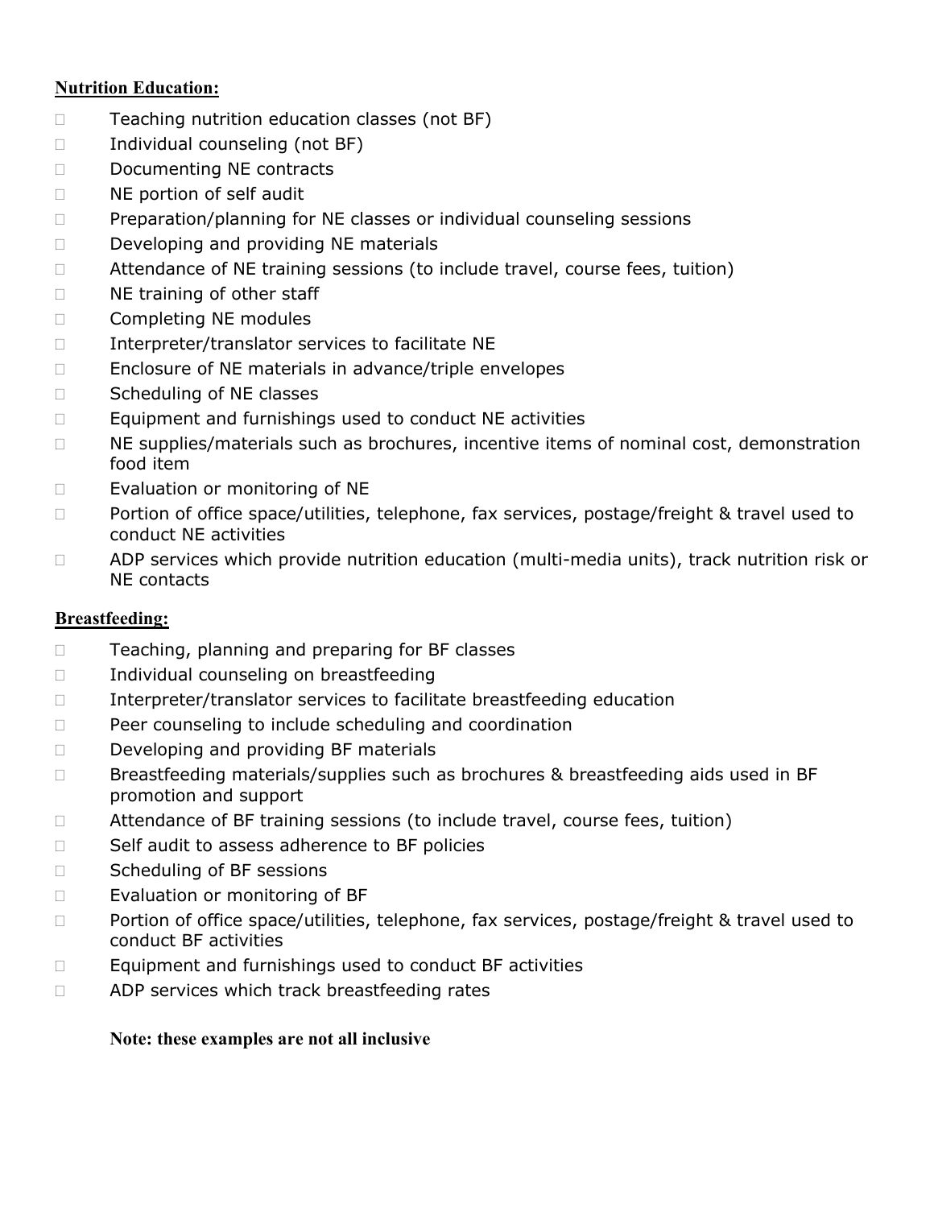**Nutrition Education:**

- Teaching nutrition education classes (not BF)
- Individual counseling (not BF)
- Documenting NE contracts
- NE portion of self audit
- Preparation/planning for NE classes or individual counseling sessions
- Developing and providing NE materials
- Attendance of NE training sessions (to include travel, course fees, tuition)
- NE training of other staff
- Completing NE modules
- Interpreter/translator services to facilitate NE
- Enclosure of NE materials in advance/triple envelopes
- Scheduling of NE classes
- Equipment and furnishings used to conduct NE activities
- NE supplies/materials such as brochures, incentive items of nominal cost, demonstration food item
- Evaluation or monitoring of NE
- Portion of office space/utilities, telephone, fax services, postage/freight & travel used to conduct NE activities
- ADP services which provide nutrition education (multi-media units), track nutrition risk or NE contacts

**Breastfeeding:**

- Teaching, planning and preparing for BF classes
- Individual counseling on breastfeeding
- Interpreter/translator services to facilitate breastfeeding education
- Peer counseling to include scheduling and coordination
- Developing and providing BF materials
- Breastfeeding materials/supplies such as brochures & breastfeeding aids used in BF promotion and support
- Attendance of BF training sessions (to include travel, course fees, tuition)
- Self audit to assess adherence to BF policies
- Scheduling of BF sessions
- Evaluation or monitoring of BF
- Portion of office space/utilities, telephone, fax services, postage/freight & travel used to conduct BF activities
- Equipment and furnishings used to conduct BF activities
- ADP services which track breastfeeding rates

**Note: these examples are not all inclusive**